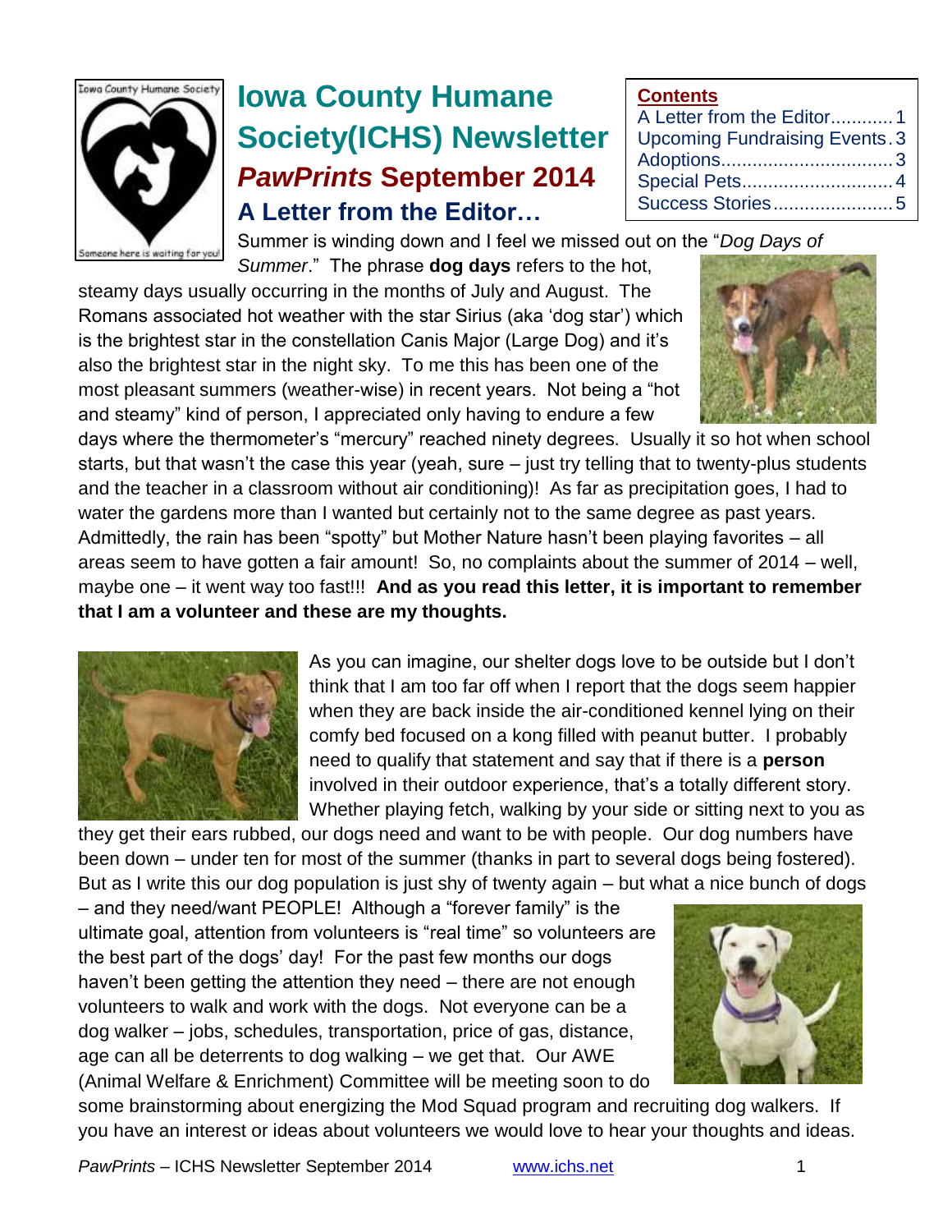# Iowa County Humane Society(ICHS) Newsletter

## *PawPrints* September 2014

**Contents**

- A Letter from the Editor............1
- Upcoming Fundraising Events. 3
- Adoptions................................3
- Special Pets............................4
- Success Stories.......................5

## A Letter from the Editor…

Summer is winding down and I feel we missed out on the "*Dog Days of Summer*." The phrase **dog days** refers to the hot, steamy days usually occurring in the months of July and August. The Romans associated hot weather with the star Sirius (aka 'dog star') which is the brightest star in the constellation Canis Major (Large Dog) and it's also the brightest star in the night sky. To me this has been one of the most pleasant summers (weather-wise) in recent years. Not being a "hot and steamy" kind of person, I appreciated only having to endure a few days where the thermometer's "mercury" reached ninety degrees. Usually it so hot when school starts, but that wasn't the case this year (yeah, sure – just try telling that to twenty-plus students and the teacher in a classroom without air conditioning)! As far as precipitation goes, I had to water the gardens more than I wanted but certainly not to the same degree as past years. Admittedly, the rain has been "spotty" but Mother Nature hasn't been playing favorites – all areas seem to have gotten a fair amount! So, no complaints about the summer of 2014 – well, maybe one – it went way too fast!!! **And as you read this letter, it is important to remember that I am a volunteer and these are my thoughts.**

As you can imagine, our shelter dogs love to be outside but I don't think that I am too far off when I report that the dogs seem happier when they are back inside the air-conditioned kennel lying on their comfy bed focused on a kong filled with peanut butter. I probably need to qualify that statement and say that if there is a **person** involved in their outdoor experience, that's a totally different story. Whether playing fetch, walking by your side or sitting next to you as they get their ears rubbed, our dogs need and want to be with people. Our dog numbers have been down – under ten for most of the summer (thanks in part to several dogs being fostered). But as I write this our dog population is just shy of twenty again – but what a nice bunch of dogs – and they need/want PEOPLE! Although a "forever family" is the ultimate goal, attention from volunteers is "real time" so volunteers are the best part of the dogs' day! For the past few months our dogs haven't been getting the attention they need – there are not enough volunteers to walk and work with the dogs. Not everyone can be a dog walker – jobs, schedules, transportation, price of gas, distance, age can all be deterrents to dog walking – we get that. Our AWE (Animal Welfare & Enrichment) Committee will be meeting soon to do some brainstorming about energizing the Mod Squad program and recruiting dog walkers. If you have an interest or ideas about volunteers we would love to hear your thoughts and ideas.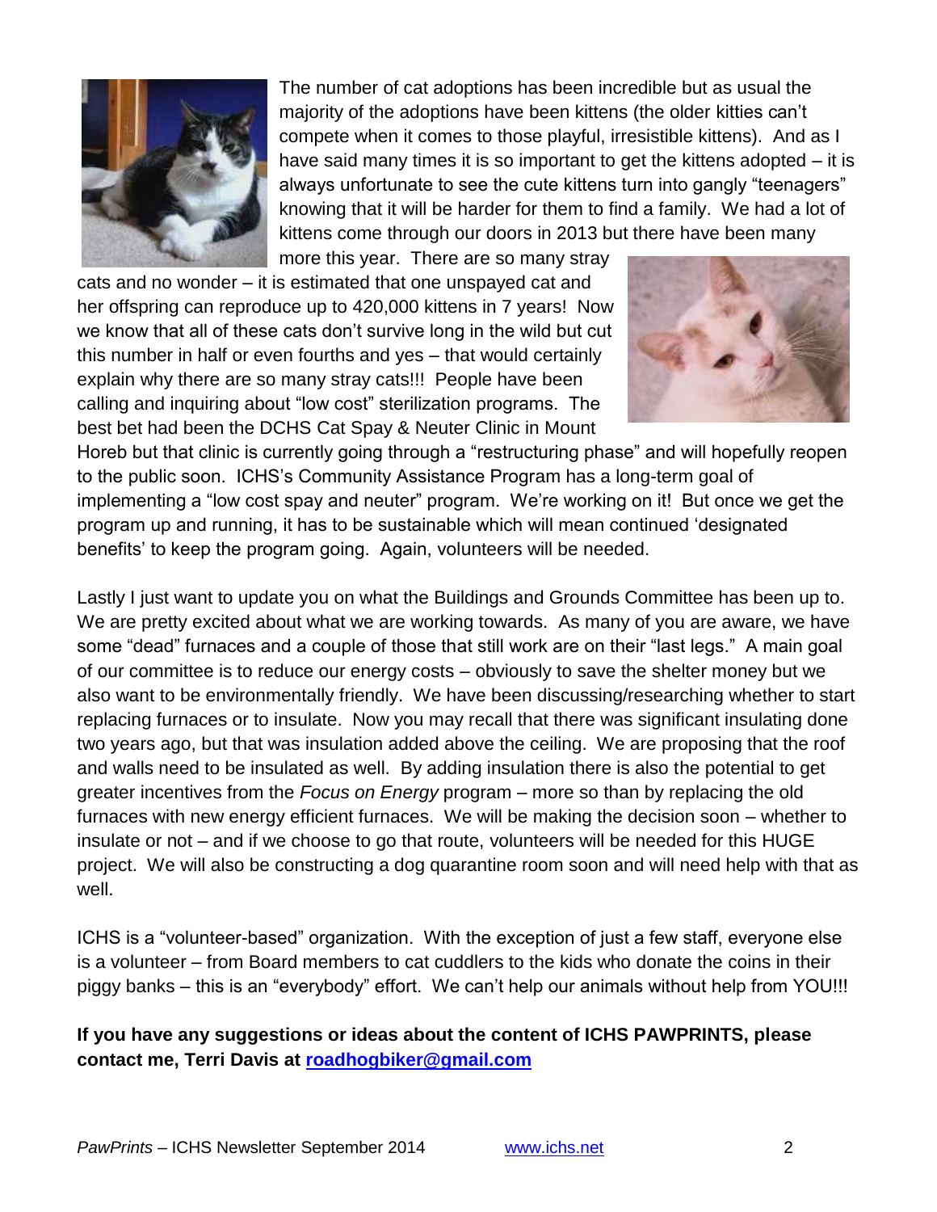The number of cat adoptions has been incredible but as usual the majority of the adoptions have been kittens (the older kitties can't compete when it comes to those playful, irresistible kittens). And as I have said many times it is so important to get the kittens adopted – it is always unfortunate to see the cute kittens turn into gangly "teenagers" knowing that it will be harder for them to find a family. We had a lot of kittens come through our doors in 2013 but there have been many more this year. There are so many stray cats and no wonder – it is estimated that one unspayed cat and her offspring can reproduce up to 420,000 kittens in 7 years! Now we know that all of these cats don't survive long in the wild but cut this number in half or even fourths and yes – that would certainly explain why there are so many stray cats!!! People have been calling and inquiring about "low cost" sterilization programs. The best bet had been the DCHS Cat Spay & Neuter Clinic in Mount Horeb but that clinic is currently going through a "restructuring phase" and will hopefully reopen to the public soon. ICHS's Community Assistance Program has a long-term goal of implementing a "low cost spay and neuter" program. We're working on it! But once we get the program up and running, it has to be sustainable which will mean continued 'designated benefits' to keep the program going. Again, volunteers will be needed.

Lastly I just want to update you on what the Buildings and Grounds Committee has been up to. We are pretty excited about what we are working towards. As many of you are aware, we have some "dead" furnaces and a couple of those that still work are on their "last legs." A main goal of our committee is to reduce our energy costs – obviously to save the shelter money but we also want to be environmentally friendly. We have been discussing/researching whether to start replacing furnaces or to insulate. Now you may recall that there was significant insulating done two years ago, but that was insulation added above the ceiling. We are proposing that the roof and walls need to be insulated as well. By adding insulation there is also the potential to get greater incentives from the *Focus on Energy* program – more so than by replacing the old furnaces with new energy efficient furnaces. We will be making the decision soon – whether to insulate or not – and if we choose to go that route, volunteers will be needed for this HUGE project. We will also be constructing a dog quarantine room soon and will need help with that as well.

ICHS is a "volunteer-based" organization. With the exception of just a few staff, everyone else is a volunteer – from Board members to cat cuddlers to the kids who donate the coins in their piggy banks – this is an "everybody" effort. We can't help our animals without help from YOU!!!

**If you have any suggestions or ideas about the content of ICHS PAWPRINTS, please contact me, Terri Davis at [roadhogbiker@gmail.com](mailto:roadhogbiker@gmail.com)**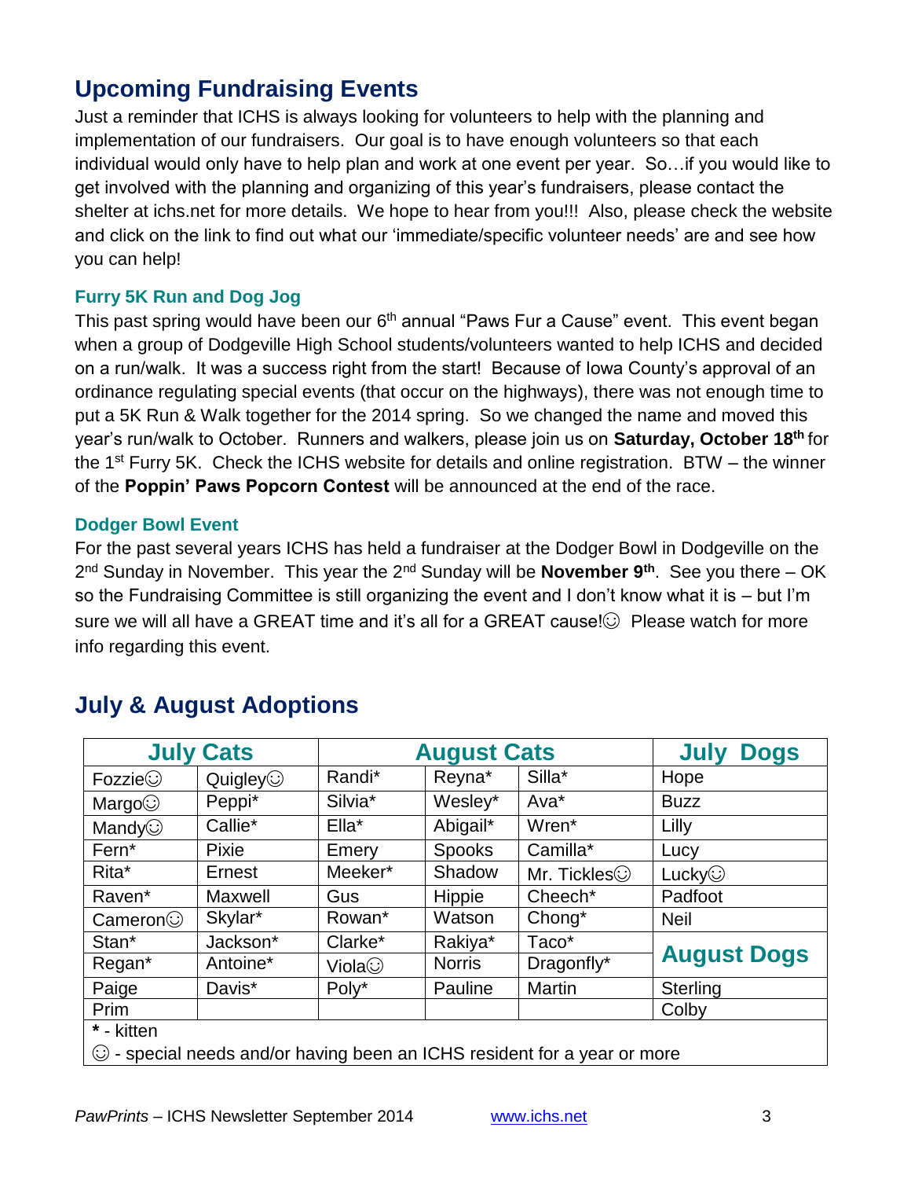## Upcoming Fundraising Events

Just a reminder that ICHS is always looking for volunteers to help with the planning and implementation of our fundraisers. Our goal is to have enough volunteers so that each individual would only have to help plan and work at one event per year. So…if you would like to get involved with the planning and organizing of this year's fundraisers, please contact the shelter at ichs.net for more details. We hope to hear from you!!! Also, please check the website and click on the link to find out what our 'immediate/specific volunteer needs' are and see how you can help!

### Furry 5K Run and Dog Jog

This past spring would have been our 6th annual "Paws Fur a Cause" event. This event began when a group of Dodgeville High School students/volunteers wanted to help ICHS and decided on a run/walk. It was a success right from the start! Because of Iowa County's approval of an ordinance regulating special events (that occur on the highways), there was not enough time to put a 5K Run & Walk together for the 2014 spring. So we changed the name and moved this year's run/walk to October. Runners and walkers, please join us on **Saturday, October 18th** for the 1st Furry 5K. Check the ICHS website for details and online registration. BTW – the winner of the **Poppin' Paws Popcorn Contest** will be announced at the end of the race.

### Dodger Bowl Event

For the past several years ICHS has held a fundraiser at the Dodger Bowl in Dodgeville on the 2nd Sunday in November. This year the 2nd Sunday will be **November 9th**. See you there – OK so the Fundraising Committee is still organizing the event and I don't know what it is – but I'm sure we will all have a GREAT time and it's all for a GREAT cause!☺ Please watch for more info regarding this event.

## July & August Adoptions

| July Cats | | August Cats | | | July Dogs |
|---|---|---|---|---|---|
| Fozzie☺ | Quigley☺ | Randi* | Reyna* | Silla* | Hope |
| Margo☺ | Peppi* | Silvia* | Wesley* | Ava* | Buzz |
| Mandy☺ | Callie* | Ella* | Abigail* | Wren* | Lilly |
| Fern* | Pixie | Emery | Spooks | Camilla* | Lucy |
| Rita* | Ernest | Meeker* | Shadow | Mr. Tickles☺ | Lucky☺ |
| Raven* | Maxwell | Gus | Hippie | Cheech* | Padfoot |
| Cameron☺ | Skylar* | Rowan* | Watson | Chong* | Neil |
| Stan* | Jackson* | Clarke* | Rakiya* | Taco* | **August Dogs** |
| Regan* | Antoine* | Viola☺ | Norris | Dragonfly* | |
| Paige | Davis* | Poly* | Pauline | Martin | Sterling |
| Prim | | | | | Colby |

\* - kitten

☺ - special needs and/or having been an ICHS resident for a year or more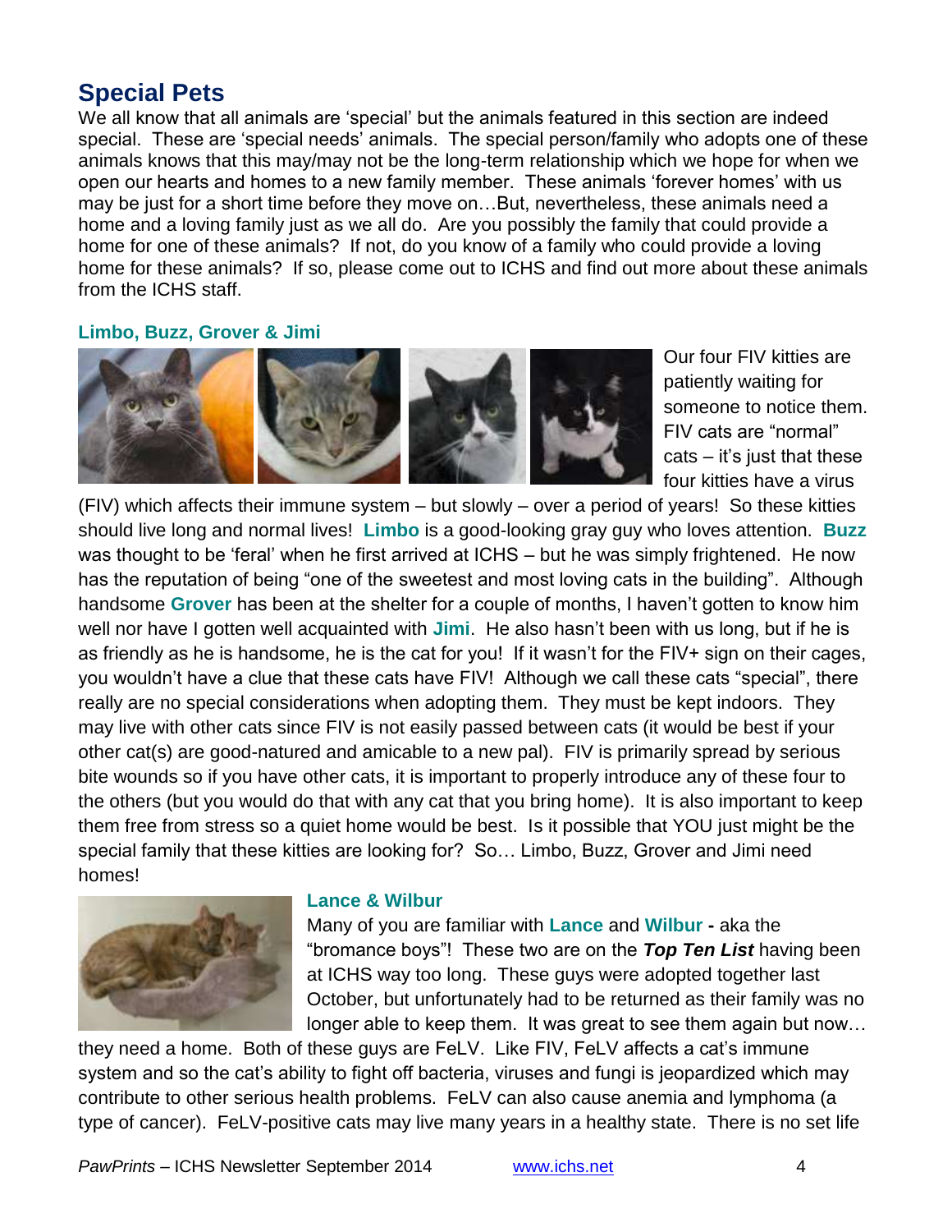## Special Pets

We all know that all animals are 'special' but the animals featured in this section are indeed special. These are 'special needs' animals. The special person/family who adopts one of these animals knows that this may/may not be the long-term relationship which we hope for when we open our hearts and homes to a new family member. These animals 'forever homes' with us may be just for a short time before they move on…But, nevertheless, these animals need a home and a loving family just as we all do. Are you possibly the family that could provide a home for one of these animals? If not, do you know of a family who could provide a loving home for these animals? If so, please come out to ICHS and find out more about these animals from the ICHS staff.

### Limbo, Buzz, Grover & Jimi

Our four FIV kitties are patiently waiting for someone to notice them. FIV cats are "normal" cats – it's just that these four kitties have a virus (FIV) which affects their immune system – but slowly – over a period of years! So these kitties should live long and normal lives! **Limbo** is a good-looking gray guy who loves attention. **Buzz** was thought to be 'feral' when he first arrived at ICHS – but he was simply frightened. He now has the reputation of being "one of the sweetest and most loving cats in the building". Although handsome **Grover** has been at the shelter for a couple of months, I haven't gotten to know him well nor have I gotten well acquainted with **Jimi**. He also hasn't been with us long, but if he is as friendly as he is handsome, he is the cat for you! If it wasn't for the FIV+ sign on their cages, you wouldn't have a clue that these cats have FIV! Although we call these cats "special", there really are no special considerations when adopting them. They must be kept indoors. They may live with other cats since FIV is not easily passed between cats (it would be best if your other cat(s) are good-natured and amicable to a new pal). FIV is primarily spread by serious bite wounds so if you have other cats, it is important to properly introduce any of these four to the others (but you would do that with any cat that you bring home). It is also important to keep them free from stress so a quiet home would be best. Is it possible that YOU just might be the special family that these kitties are looking for? So… Limbo, Buzz, Grover and Jimi need homes!

### Lance & Wilbur

Many of you are familiar with **Lance** and **Wilbur -** aka the "bromance boys"! These two are on the ***Top Ten List*** having been at ICHS way too long. These guys were adopted together last October, but unfortunately had to be returned as their family was no longer able to keep them. It was great to see them again but now… they need a home. Both of these guys are FeLV. Like FIV, FeLV affects a cat's immune system and so the cat's ability to fight off bacteria, viruses and fungi is jeopardized which may contribute to other serious health problems. FeLV can also cause anemia and lymphoma (a type of cancer). FeLV-positive cats may live many years in a healthy state. There is no set life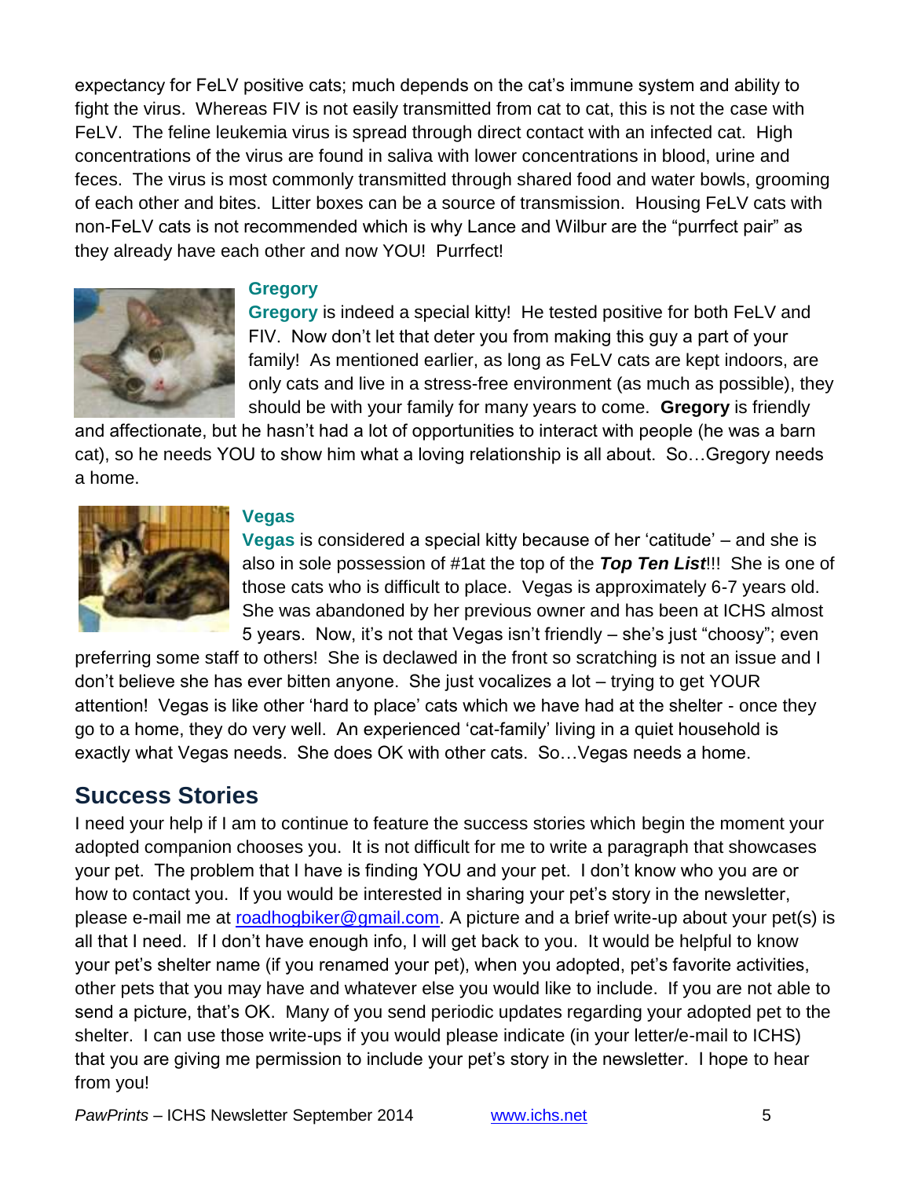expectancy for FeLV positive cats; much depends on the cat's immune system and ability to fight the virus. Whereas FIV is not easily transmitted from cat to cat, this is not the case with FeLV. The feline leukemia virus is spread through direct contact with an infected cat. High concentrations of the virus are found in saliva with lower concentrations in blood, urine and feces. The virus is most commonly transmitted through shared food and water bowls, grooming of each other and bites. Litter boxes can be a source of transmission. Housing FeLV cats with non-FeLV cats is not recommended which is why Lance and Wilbur are the "purrfect pair" as they already have each other and now YOU! Purrfect!

### Gregory

**Gregory** is indeed a special kitty! He tested positive for both FeLV and FIV. Now don't let that deter you from making this guy a part of your family! As mentioned earlier, as long as FeLV cats are kept indoors, are only cats and live in a stress-free environment (as much as possible), they should be with your family for many years to come. **Gregory** is friendly and affectionate, but he hasn't had a lot of opportunities to interact with people (he was a barn cat), so he needs YOU to show him what a loving relationship is all about. So…Gregory needs a home.

### Vegas

**Vegas** is considered a special kitty because of her 'catitude' – and she is also in sole possession of #1at the top of the ***Top Ten List***!!! She is one of those cats who is difficult to place. Vegas is approximately 6-7 years old. She was abandoned by her previous owner and has been at ICHS almost 5 years. Now, it's not that Vegas isn't friendly – she's just "choosy"; even preferring some staff to others! She is declawed in the front so scratching is not an issue and I don't believe she has ever bitten anyone. She just vocalizes a lot – trying to get YOUR attention! Vegas is like other 'hard to place' cats which we have had at the shelter - once they go to a home, they do very well. An experienced 'cat-family' living in a quiet household is exactly what Vegas needs. She does OK with other cats. So…Vegas needs a home.

## Success Stories

I need your help if I am to continue to feature the success stories which begin the moment your adopted companion chooses you. It is not difficult for me to write a paragraph that showcases your pet. The problem that I have is finding YOU and your pet. I don't know who you are or how to contact you. If you would be interested in sharing your pet's story in the newsletter, please e-mail me at roadhogbiker@gmail.com. A picture and a brief write-up about your pet(s) is all that I need. If I don't have enough info, I will get back to you. It would be helpful to know your pet's shelter name (if you renamed your pet), when you adopted, pet's favorite activities, other pets that you may have and whatever else you would like to include. If you are not able to send a picture, that's OK. Many of you send periodic updates regarding your adopted pet to the shelter. I can use those write-ups if you would please indicate (in your letter/e-mail to ICHS) that you are giving me permission to include your pet's story in the newsletter. I hope to hear from you!